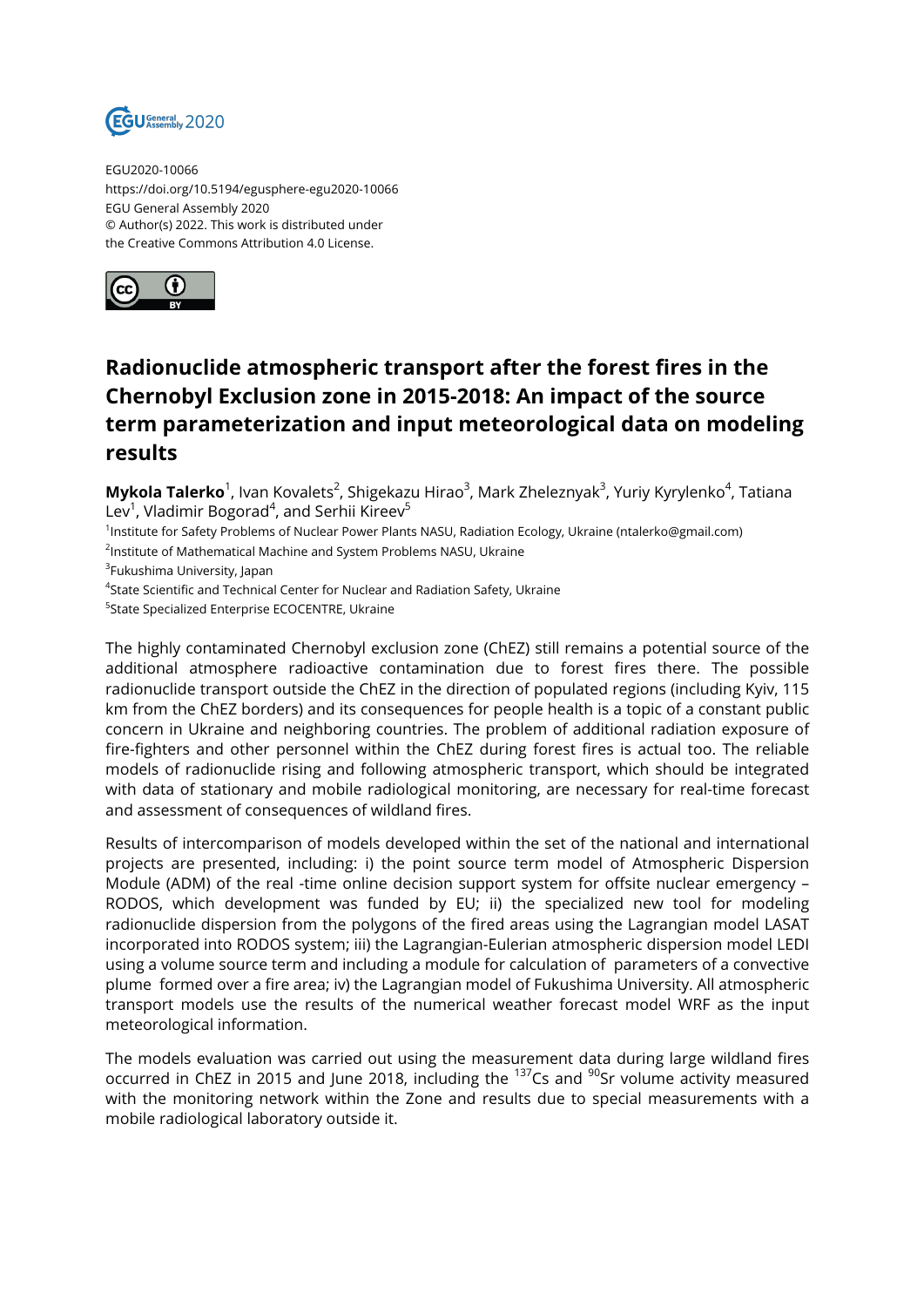EGU2020-10066
https://doi.org/10.5194/egusphere-egu2020-10066
EGU General Assembly 2020
© Author(s) 2022. This work is distributed under
the Creative Commons Attribution 4.0 License.

# Radionuclide atmospheric transport after the forest fires in the Chernobyl Exclusion zone in 2015-2018: An impact of the source term parameterization and input meteorological data on modeling results

**Mykola Talerko**[1], Ivan Kovalets[2], Shigekazu Hirao[3], Mark Zheleznyak[3], Yuriy Kyrylenko[4], Tatiana Lev[1], Vladimir Bogorad[4], and Serhii Kireev[5]

[1]Institute for Safety Problems of Nuclear Power Plants NASU, Radiation Ecology, Ukraine (ntalerko@gmail.com)
[2]Institute of Mathematical Machine and System Problems NASU, Ukraine
[3]Fukushima University, Japan
[4]State Scientific and Technical Center for Nuclear and Radiation Safety, Ukraine
[5]State Specialized Enterprise ECOCENTRE, Ukraine

The highly contaminated Chernobyl exclusion zone (ChEZ) still remains a potential source of the additional atmosphere radioactive contamination due to forest fires there. The possible radionuclide transport outside the ChEZ in the direction of populated regions (including Kyiv, 115 km from the ChEZ borders) and its consequences for people health is a topic of a constant public concern in Ukraine and neighboring countries. The problem of additional radiation exposure of fire-fighters and other personnel within the ChEZ during forest fires is actual too. The reliable models of radionuclide rising and following atmospheric transport, which should be integrated with data of stationary and mobile radiological monitoring, are necessary for real-time forecast and assessment of consequences of wildland fires.

Results of intercomparison of models developed within the set of the national and international projects are presented, including: i) the point source term model of Atmospheric Dispersion Module (ADM) of the real -time online decision support system for offsite nuclear emergency – RODOS, which development was funded by EU; ii) the specialized new tool for modeling radionuclide dispersion from the polygons of the fired areas using the Lagrangian model LASAT incorporated into RODOS system; iii) the Lagrangian-Eulerian atmospheric dispersion model LEDI using a volume source term and including a module for calculation of parameters of a convective plume formed over a fire area; iv) the Lagrangian model of Fukushima University. All atmospheric transport models use the results of the numerical weather forecast model WRF as the input meteorological information.

The models evaluation was carried out using the measurement data during large wildland fires occurred in ChEZ in 2015 and June 2018, including the $^{137}$Cs and $^{90}$Sr volume activity measured with the monitoring network within the Zone and results due to special measurements with a mobile radiological laboratory outside it.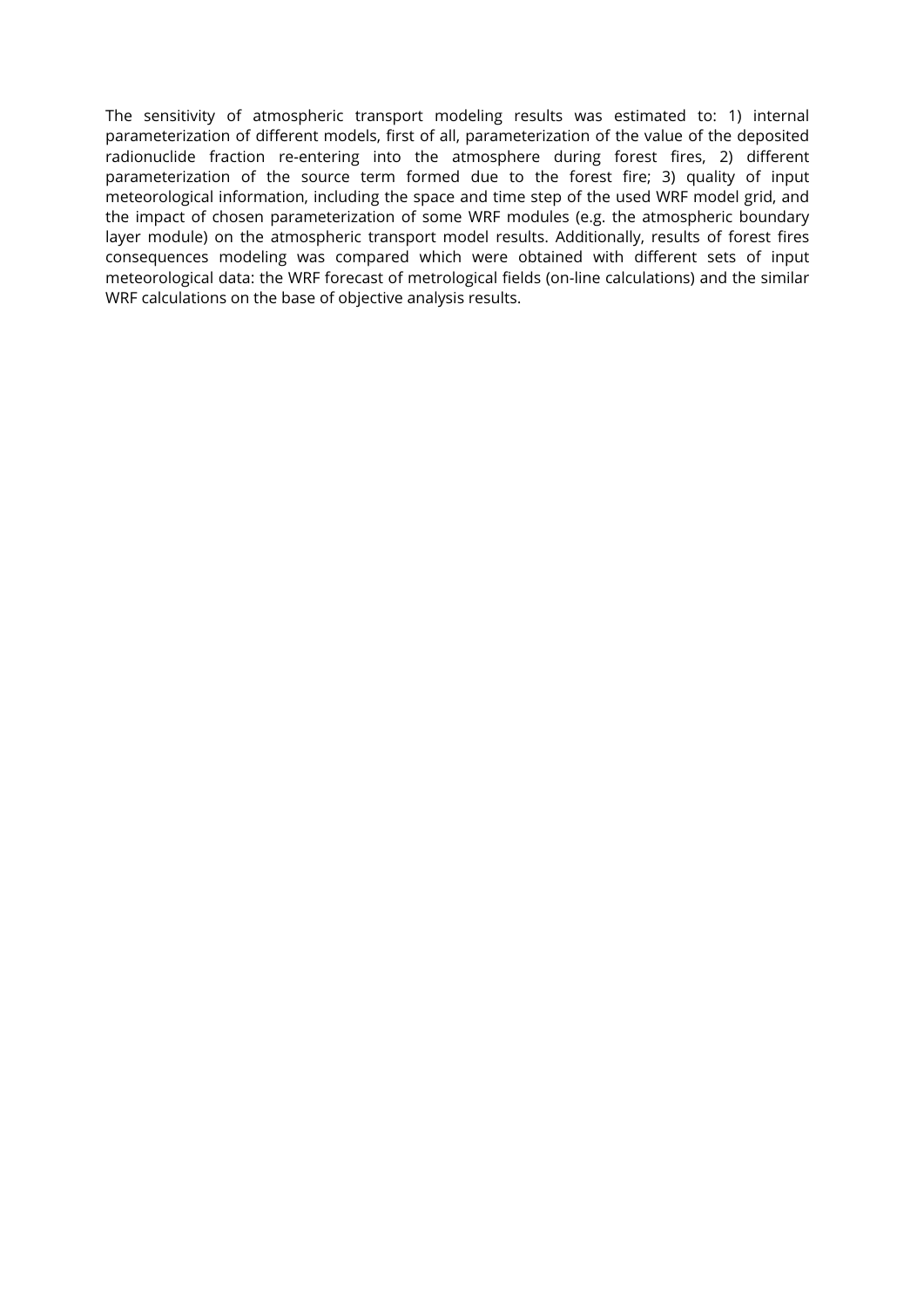The sensitivity of atmospheric transport modeling results was estimated to: 1) internal parameterization of different models, first of all, parameterization of the value of the deposited radionuclide fraction re-entering into the atmosphere during forest fires, 2) different parameterization of the source term formed due to the forest fire; 3) quality of input meteorological information, including the space and time step of the used WRF model grid, and the impact of chosen parameterization of some WRF modules (e.g. the atmospheric boundary layer module) on the atmospheric transport model results. Additionally, results of forest fires consequences modeling was compared which were obtained with different sets of input meteorological data: the WRF forecast of metrological fields (on-line calculations) and the similar WRF calculations on the base of objective analysis results.